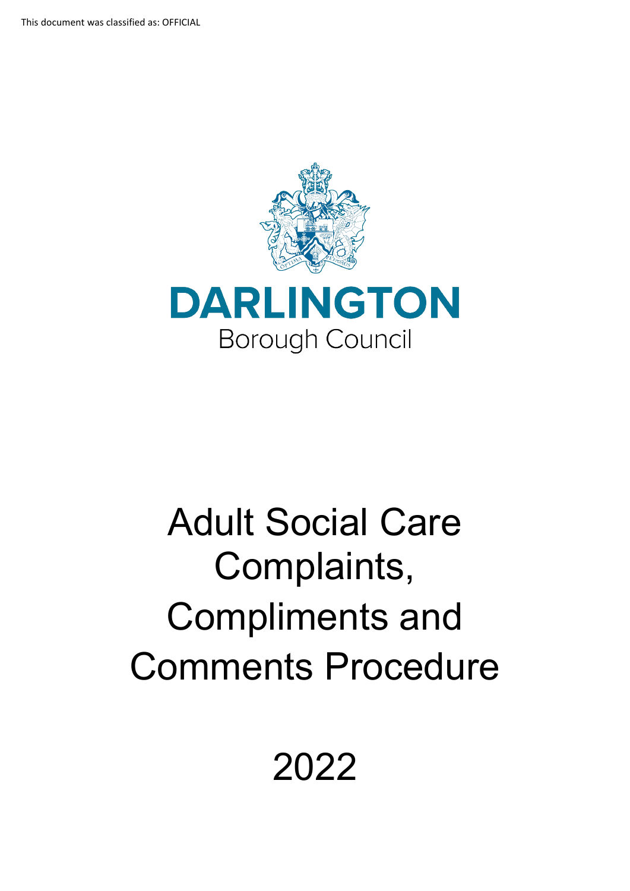This document was classified as: OFFICIAL

DARLINGTON
Borough Council

# Adult Social Care Complaints, Compliments and Comments Procedure

2022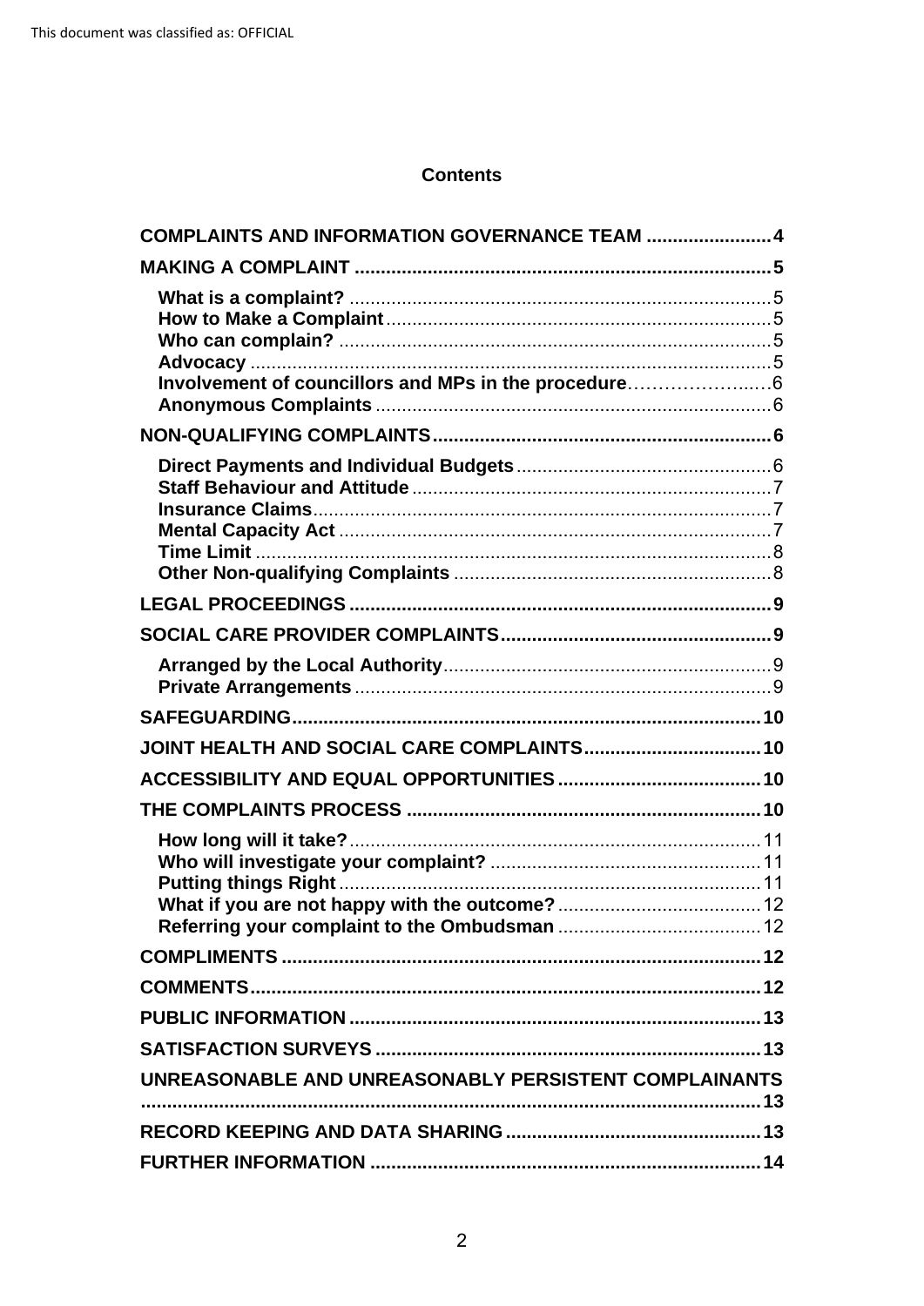## Contents

| | |
|---|---|
| **COMPLAINTS AND INFORMATION GOVERNANCE TEAM** | **4** |
| **MAKING A COMPLAINT** | **5** |
| **What is a complaint?** | 5 |
| **How to Make a Complaint** | 5 |
| **Who can complain?** | 5 |
| **Advocacy** | 5 |
| **Involvement of councillors and MPs in the procedure** | 6 |
| **Anonymous Complaints** | 6 |
| **NON-QUALIFYING COMPLAINTS** | **6** |
| **Direct Payments and Individual Budgets** | 6 |
| **Staff Behaviour and Attitude** | 7 |
| **Insurance Claims** | 7 |
| **Mental Capacity Act** | 7 |
| **Time Limit** | 8 |
| **Other Non-qualifying Complaints** | 8 |
| **LEGAL PROCEEDINGS** | **9** |
| **SOCIAL CARE PROVIDER COMPLAINTS** | **9** |
| **Arranged by the Local Authority** | 9 |
| **Private Arrangements** | 9 |
| **SAFEGUARDING** | **10** |
| **JOINT HEALTH AND SOCIAL CARE COMPLAINTS** | **10** |
| **ACCESSIBILITY AND EQUAL OPPORTUNITIES** | **10** |
| **THE COMPLAINTS PROCESS** | **10** |
| **How long will it take?** | 11 |
| **Who will investigate your complaint?** | 11 |
| **Putting things Right** | 11 |
| **What if you are not happy with the outcome?** | 12 |
| **Referring your complaint to the Ombudsman** | 12 |
| **COMPLIMENTS** | **12** |
| **COMMENTS** | **12** |
| **PUBLIC INFORMATION** | **13** |
| **SATISFACTION SURVEYS** | **13** |
| **UNREASONABLE AND UNREASONABLY PERSISTENT COMPLAINANTS** | **13** |
| **RECORD KEEPING AND DATA SHARING** | **13** |
| **FURTHER INFORMATION** | **14** |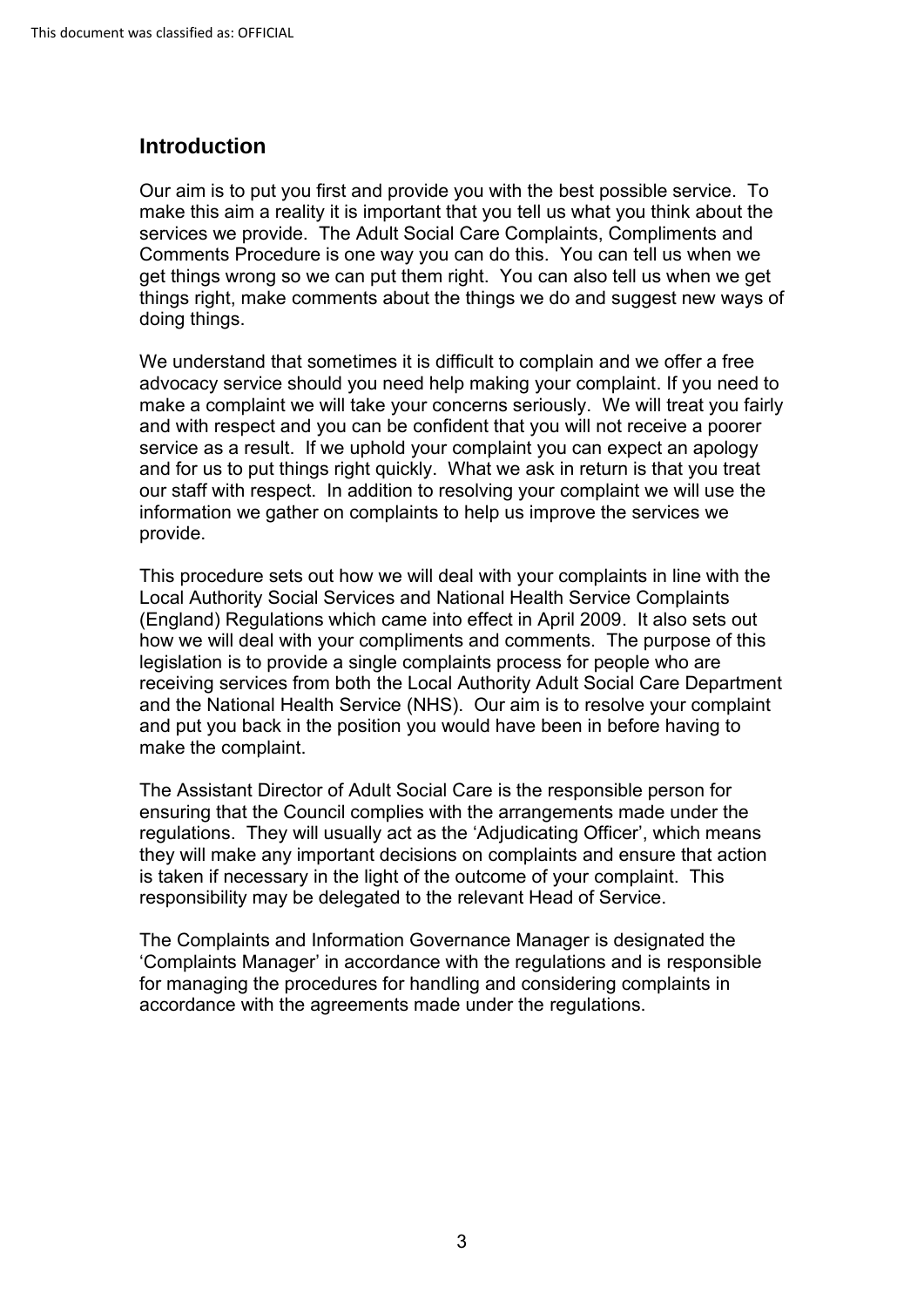## Introduction

Our aim is to put you first and provide you with the best possible service. To make this aim a reality it is important that you tell us what you think about the services we provide. The Adult Social Care Complaints, Compliments and Comments Procedure is one way you can do this. You can tell us when we get things wrong so we can put them right. You can also tell us when we get things right, make comments about the things we do and suggest new ways of doing things.

We understand that sometimes it is difficult to complain and we offer a free advocacy service should you need help making your complaint. If you need to make a complaint we will take your concerns seriously. We will treat you fairly and with respect and you can be confident that you will not receive a poorer service as a result. If we uphold your complaint you can expect an apology and for us to put things right quickly. What we ask in return is that you treat our staff with respect. In addition to resolving your complaint we will use the information we gather on complaints to help us improve the services we provide.

This procedure sets out how we will deal with your complaints in line with the Local Authority Social Services and National Health Service Complaints (England) Regulations which came into effect in April 2009. It also sets out how we will deal with your compliments and comments. The purpose of this legislation is to provide a single complaints process for people who are receiving services from both the Local Authority Adult Social Care Department and the National Health Service (NHS). Our aim is to resolve your complaint and put you back in the position you would have been in before having to make the complaint.

The Assistant Director of Adult Social Care is the responsible person for ensuring that the Council complies with the arrangements made under the regulations. They will usually act as the 'Adjudicating Officer', which means they will make any important decisions on complaints and ensure that action is taken if necessary in the light of the outcome of your complaint. This responsibility may be delegated to the relevant Head of Service.

The Complaints and Information Governance Manager is designated the 'Complaints Manager' in accordance with the regulations and is responsible for managing the procedures for handling and considering complaints in accordance with the agreements made under the regulations.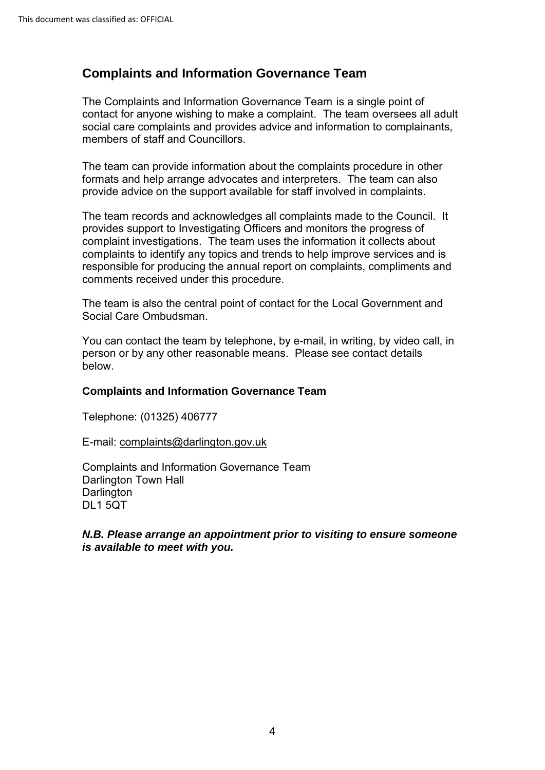## Complaints and Information Governance Team

The Complaints and Information Governance Team is a single point of contact for anyone wishing to make a complaint. The team oversees all adult social care complaints and provides advice and information to complainants, members of staff and Councillors.

The team can provide information about the complaints procedure in other formats and help arrange advocates and interpreters. The team can also provide advice on the support available for staff involved in complaints.

The team records and acknowledges all complaints made to the Council. It provides support to Investigating Officers and monitors the progress of complaint investigations. The team uses the information it collects about complaints to identify any topics and trends to help improve services and is responsible for producing the annual report on complaints, compliments and comments received under this procedure.

The team is also the central point of contact for the Local Government and Social Care Ombudsman.

You can contact the team by telephone, by e-mail, in writing, by video call, in person or by any other reasonable means. Please see contact details below.

**Complaints and Information Governance Team**

Telephone: (01325) 406777

E-mail: complaints@darlington.gov.uk

Complaints and Information Governance Team
Darlington Town Hall
Darlington
DL1 5QT

***N.B. Please arrange an appointment prior to visiting to ensure someone is available to meet with you.***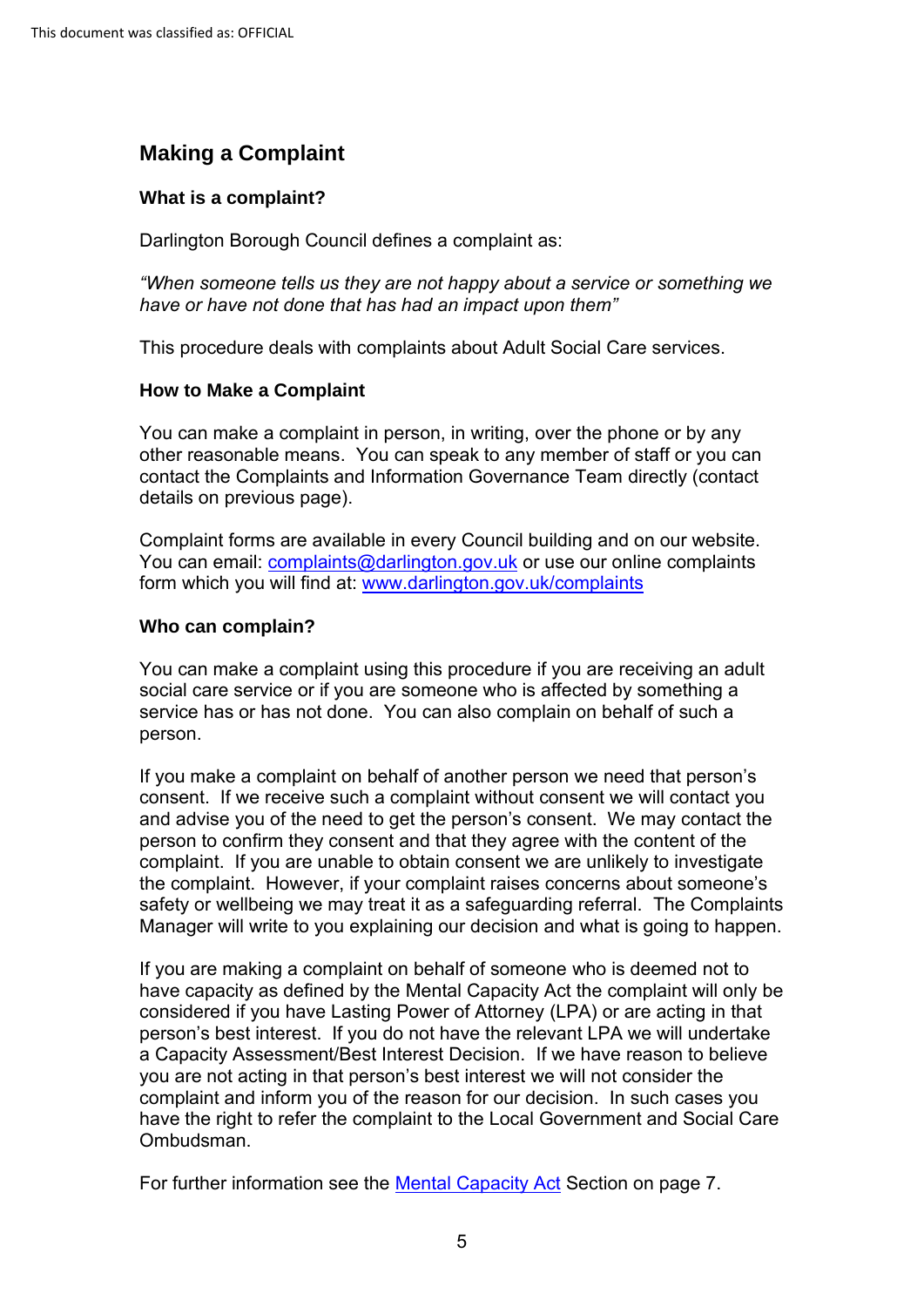## Making a Complaint

### What is a complaint?

Darlington Borough Council defines a complaint as:

*"When someone tells us they are not happy about a service or something we have or have not done that has had an impact upon them"*

This procedure deals with complaints about Adult Social Care services.

### How to Make a Complaint

You can make a complaint in person, in writing, over the phone or by any other reasonable means. You can speak to any member of staff or you can contact the Complaints and Information Governance Team directly (contact details on previous page).

Complaint forms are available in every Council building and on our website. You can email: complaints@darlington.gov.uk or use our online complaints form which you will find at: www.darlington.gov.uk/complaints

### Who can complain?

You can make a complaint using this procedure if you are receiving an adult social care service or if you are someone who is affected by something a service has or has not done. You can also complain on behalf of such a person.

If you make a complaint on behalf of another person we need that person's consent. If we receive such a complaint without consent we will contact you and advise you of the need to get the person's consent. We may contact the person to confirm they consent and that they agree with the content of the complaint. If you are unable to obtain consent we are unlikely to investigate the complaint. However, if your complaint raises concerns about someone's safety or wellbeing we may treat it as a safeguarding referral. The Complaints Manager will write to you explaining our decision and what is going to happen.

If you are making a complaint on behalf of someone who is deemed not to have capacity as defined by the Mental Capacity Act the complaint will only be considered if you have Lasting Power of Attorney (LPA) or are acting in that person's best interest. If you do not have the relevant LPA we will undertake a Capacity Assessment/Best Interest Decision. If we have reason to believe you are not acting in that person's best interest we will not consider the complaint and inform you of the reason for our decision. In such cases you have the right to refer the complaint to the Local Government and Social Care Ombudsman.

For further information see the Mental Capacity Act Section on page 7.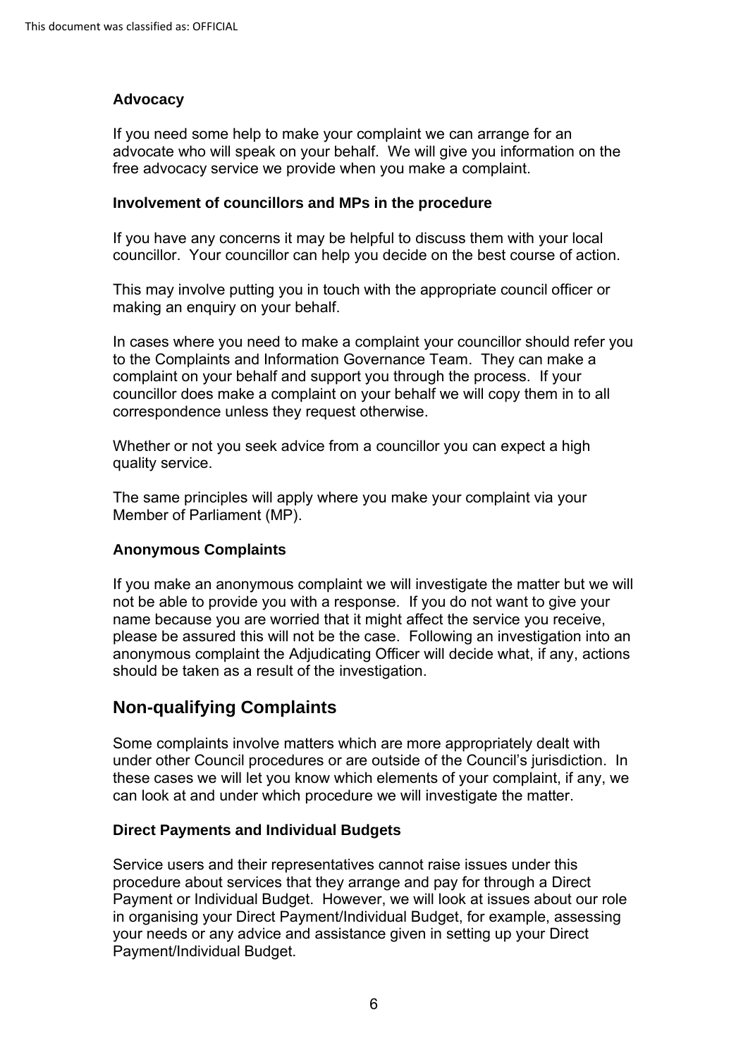### Advocacy

If you need some help to make your complaint we can arrange for an advocate who will speak on your behalf. We will give you information on the free advocacy service we provide when you make a complaint.

### Involvement of councillors and MPs in the procedure

If you have any concerns it may be helpful to discuss them with your local councillor. Your councillor can help you decide on the best course of action.

This may involve putting you in touch with the appropriate council officer or making an enquiry on your behalf.

In cases where you need to make a complaint your councillor should refer you to the Complaints and Information Governance Team. They can make a complaint on your behalf and support you through the process. If your councillor does make a complaint on your behalf we will copy them in to all correspondence unless they request otherwise.

Whether or not you seek advice from a councillor you can expect a high quality service.

The same principles will apply where you make your complaint via your Member of Parliament (MP).

### Anonymous Complaints

If you make an anonymous complaint we will investigate the matter but we will not be able to provide you with a response. If you do not want to give your name because you are worried that it might affect the service you receive, please be assured this will not be the case. Following an investigation into an anonymous complaint the Adjudicating Officer will decide what, if any, actions should be taken as a result of the investigation.

## Non-qualifying Complaints

Some complaints involve matters which are more appropriately dealt with under other Council procedures or are outside of the Council's jurisdiction. In these cases we will let you know which elements of your complaint, if any, we can look at and under which procedure we will investigate the matter.

### Direct Payments and Individual Budgets

Service users and their representatives cannot raise issues under this procedure about services that they arrange and pay for through a Direct Payment or Individual Budget. However, we will look at issues about our role in organising your Direct Payment/Individual Budget, for example, assessing your needs or any advice and assistance given in setting up your Direct Payment/Individual Budget.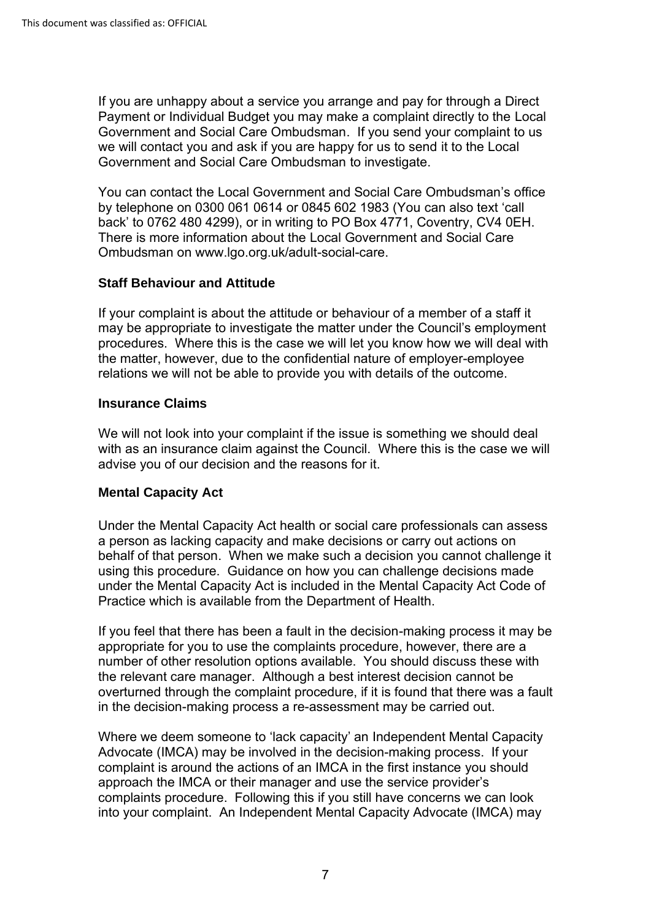If you are unhappy about a service you arrange and pay for through a Direct Payment or Individual Budget you may make a complaint directly to the Local Government and Social Care Ombudsman. If you send your complaint to us we will contact you and ask if you are happy for us to send it to the Local Government and Social Care Ombudsman to investigate.

You can contact the Local Government and Social Care Ombudsman's office by telephone on 0300 061 0614 or 0845 602 1983 (You can also text 'call back' to 0762 480 4299), or in writing to PO Box 4771, Coventry, CV4 0EH. There is more information about the Local Government and Social Care Ombudsman on www.lgo.org.uk/adult-social-care.

**Staff Behaviour and Attitude**

If your complaint is about the attitude or behaviour of a member of a staff it may be appropriate to investigate the matter under the Council's employment procedures. Where this is the case we will let you know how we will deal with the matter, however, due to the confidential nature of employer-employee relations we will not be able to provide you with details of the outcome.

**Insurance Claims**

We will not look into your complaint if the issue is something we should deal with as an insurance claim against the Council. Where this is the case we will advise you of our decision and the reasons for it.

**Mental Capacity Act**

Under the Mental Capacity Act health or social care professionals can assess a person as lacking capacity and make decisions or carry out actions on behalf of that person. When we make such a decision you cannot challenge it using this procedure. Guidance on how you can challenge decisions made under the Mental Capacity Act is included in the Mental Capacity Act Code of Practice which is available from the Department of Health.

If you feel that there has been a fault in the decision-making process it may be appropriate for you to use the complaints procedure, however, there are a number of other resolution options available. You should discuss these with the relevant care manager. Although a best interest decision cannot be overturned through the complaint procedure, if it is found that there was a fault in the decision-making process a re-assessment may be carried out.

Where we deem someone to 'lack capacity' an Independent Mental Capacity Advocate (IMCA) may be involved in the decision-making process. If your complaint is around the actions of an IMCA in the first instance you should approach the IMCA or their manager and use the service provider's complaints procedure. Following this if you still have concerns we can look into your complaint. An Independent Mental Capacity Advocate (IMCA) may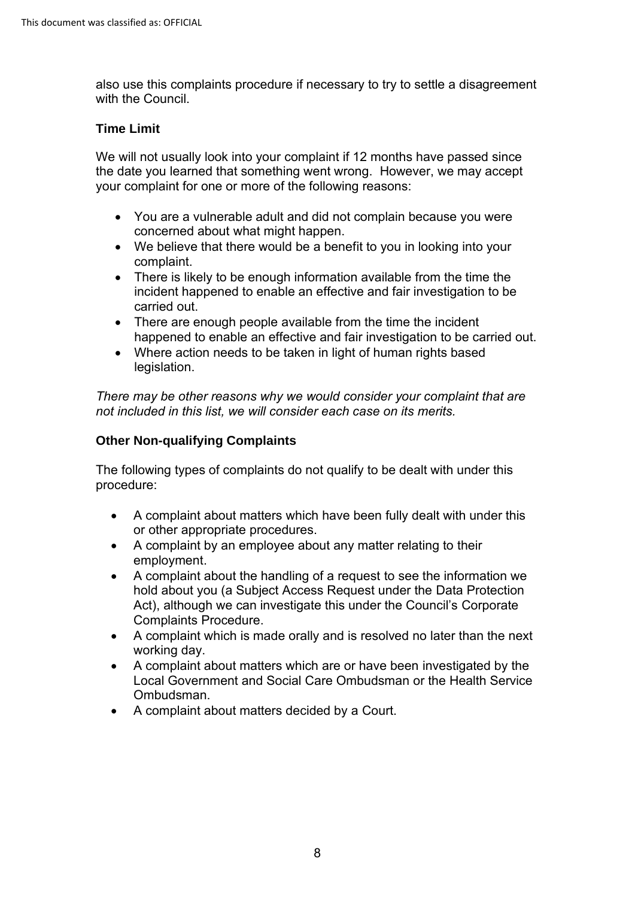also use this complaints procedure if necessary to try to settle a disagreement with the Council.

**Time Limit**

We will not usually look into your complaint if 12 months have passed since the date you learned that something went wrong. However, we may accept your complaint for one or more of the following reasons:

- You are a vulnerable adult and did not complain because you were concerned about what might happen.
- We believe that there would be a benefit to you in looking into your complaint.
- There is likely to be enough information available from the time the incident happened to enable an effective and fair investigation to be carried out.
- There are enough people available from the time the incident happened to enable an effective and fair investigation to be carried out.
- Where action needs to be taken in light of human rights based legislation.

*There may be other reasons why we would consider your complaint that are not included in this list, we will consider each case on its merits.*

**Other Non-qualifying Complaints**

The following types of complaints do not qualify to be dealt with under this procedure:

- A complaint about matters which have been fully dealt with under this or other appropriate procedures.
- A complaint by an employee about any matter relating to their employment.
- A complaint about the handling of a request to see the information we hold about you (a Subject Access Request under the Data Protection Act), although we can investigate this under the Council's Corporate Complaints Procedure.
- A complaint which is made orally and is resolved no later than the next working day.
- A complaint about matters which are or have been investigated by the Local Government and Social Care Ombudsman or the Health Service Ombudsman.
- A complaint about matters decided by a Court.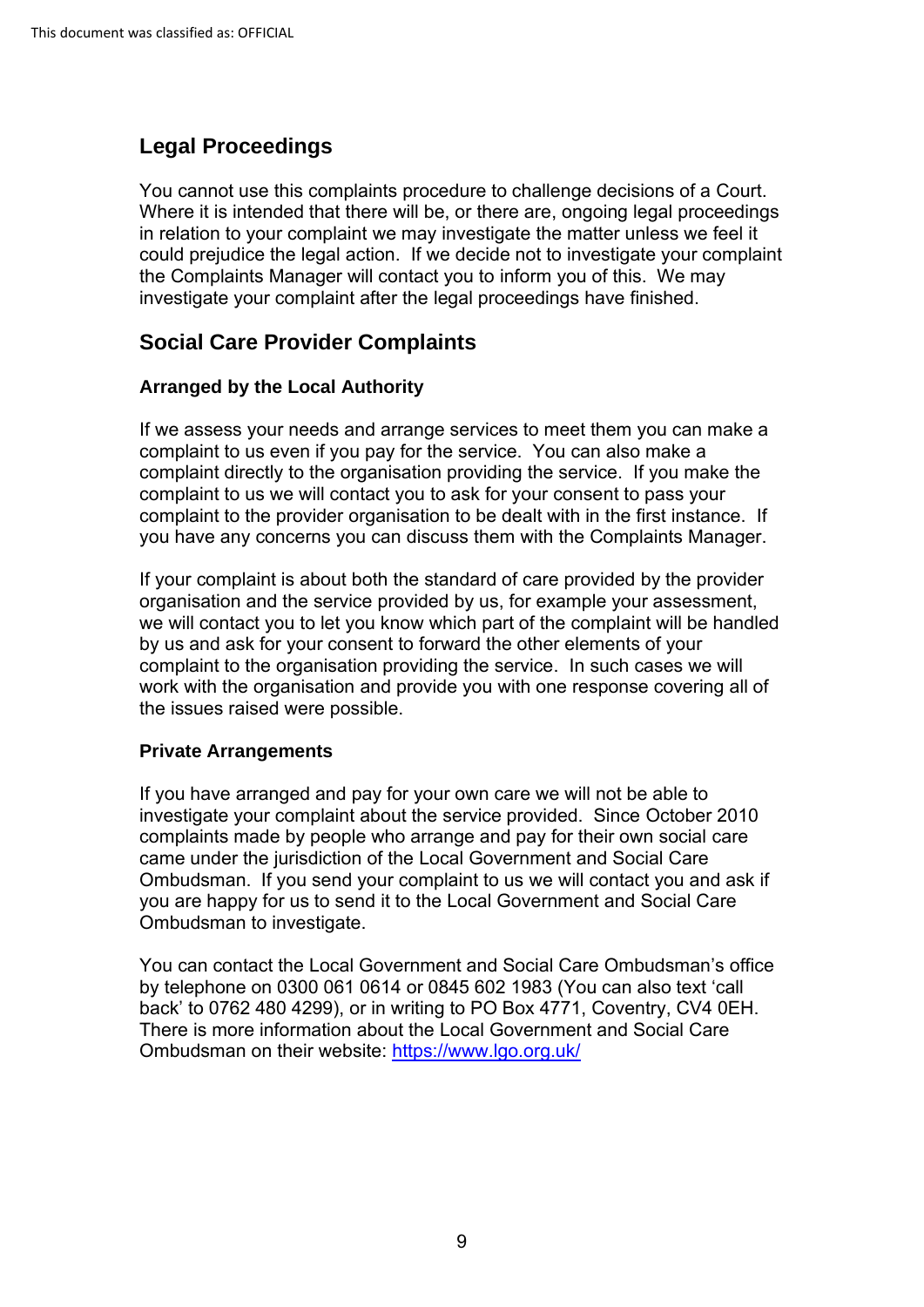## Legal Proceedings

You cannot use this complaints procedure to challenge decisions of a Court. Where it is intended that there will be, or there are, ongoing legal proceedings in relation to your complaint we may investigate the matter unless we feel it could prejudice the legal action. If we decide not to investigate your complaint the Complaints Manager will contact you to inform you of this. We may investigate your complaint after the legal proceedings have finished.

## Social Care Provider Complaints

### Arranged by the Local Authority

If we assess your needs and arrange services to meet them you can make a complaint to us even if you pay for the service. You can also make a complaint directly to the organisation providing the service. If you make the complaint to us we will contact you to ask for your consent to pass your complaint to the provider organisation to be dealt with in the first instance. If you have any concerns you can discuss them with the Complaints Manager.

If your complaint is about both the standard of care provided by the provider organisation and the service provided by us, for example your assessment, we will contact you to let you know which part of the complaint will be handled by us and ask for your consent to forward the other elements of your complaint to the organisation providing the service. In such cases we will work with the organisation and provide you with one response covering all of the issues raised were possible.

### Private Arrangements

If you have arranged and pay for your own care we will not be able to investigate your complaint about the service provided. Since October 2010 complaints made by people who arrange and pay for their own social care came under the jurisdiction of the Local Government and Social Care Ombudsman. If you send your complaint to us we will contact you and ask if you are happy for us to send it to the Local Government and Social Care Ombudsman to investigate.

You can contact the Local Government and Social Care Ombudsman's office by telephone on 0300 061 0614 or 0845 602 1983 (You can also text 'call back' to 0762 480 4299), or in writing to PO Box 4771, Coventry, CV4 0EH. There is more information about the Local Government and Social Care Ombudsman on their website: [https://www.lgo.org.uk/](https://www.lgo.org.uk/)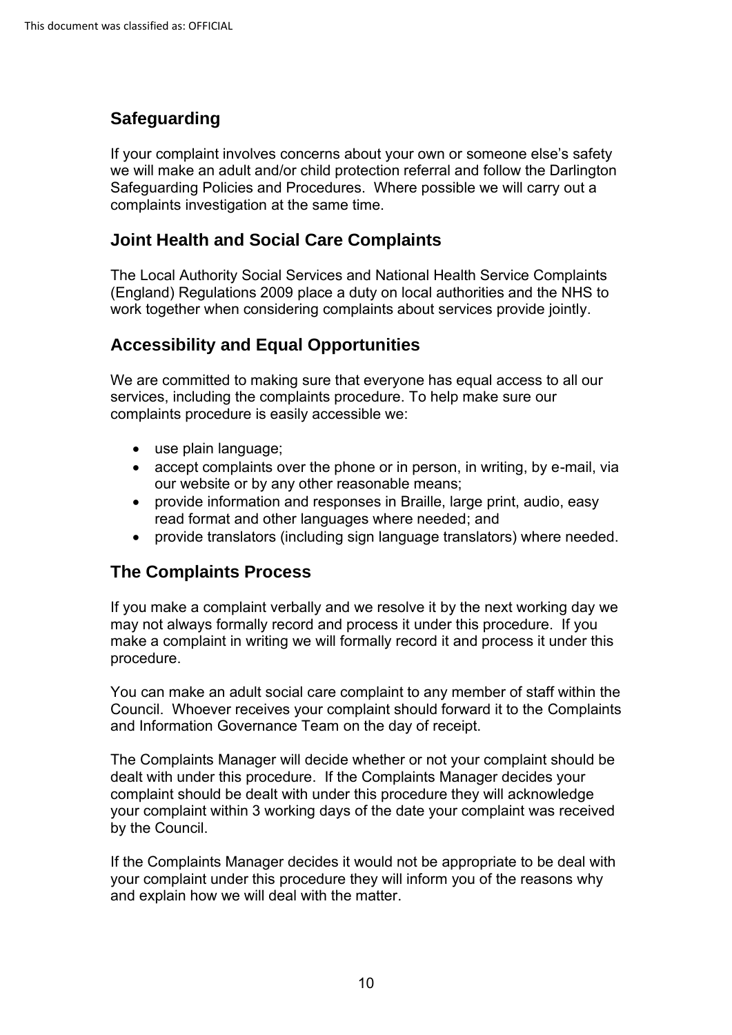## Safeguarding

If your complaint involves concerns about your own or someone else's safety we will make an adult and/or child protection referral and follow the Darlington Safeguarding Policies and Procedures. Where possible we will carry out a complaints investigation at the same time.

## Joint Health and Social Care Complaints

The Local Authority Social Services and National Health Service Complaints (England) Regulations 2009 place a duty on local authorities and the NHS to work together when considering complaints about services provide jointly.

## Accessibility and Equal Opportunities

We are committed to making sure that everyone has equal access to all our services, including the complaints procedure. To help make sure our complaints procedure is easily accessible we:

- use plain language;
- accept complaints over the phone or in person, in writing, by e-mail, via our website or by any other reasonable means;
- provide information and responses in Braille, large print, audio, easy read format and other languages where needed; and
- provide translators (including sign language translators) where needed.

## The Complaints Process

If you make a complaint verbally and we resolve it by the next working day we may not always formally record and process it under this procedure. If you make a complaint in writing we will formally record it and process it under this procedure.

You can make an adult social care complaint to any member of staff within the Council. Whoever receives your complaint should forward it to the Complaints and Information Governance Team on the day of receipt.

The Complaints Manager will decide whether or not your complaint should be dealt with under this procedure. If the Complaints Manager decides your complaint should be dealt with under this procedure they will acknowledge your complaint within 3 working days of the date your complaint was received by the Council.

If the Complaints Manager decides it would not be appropriate to be deal with your complaint under this procedure they will inform you of the reasons why and explain how we will deal with the matter.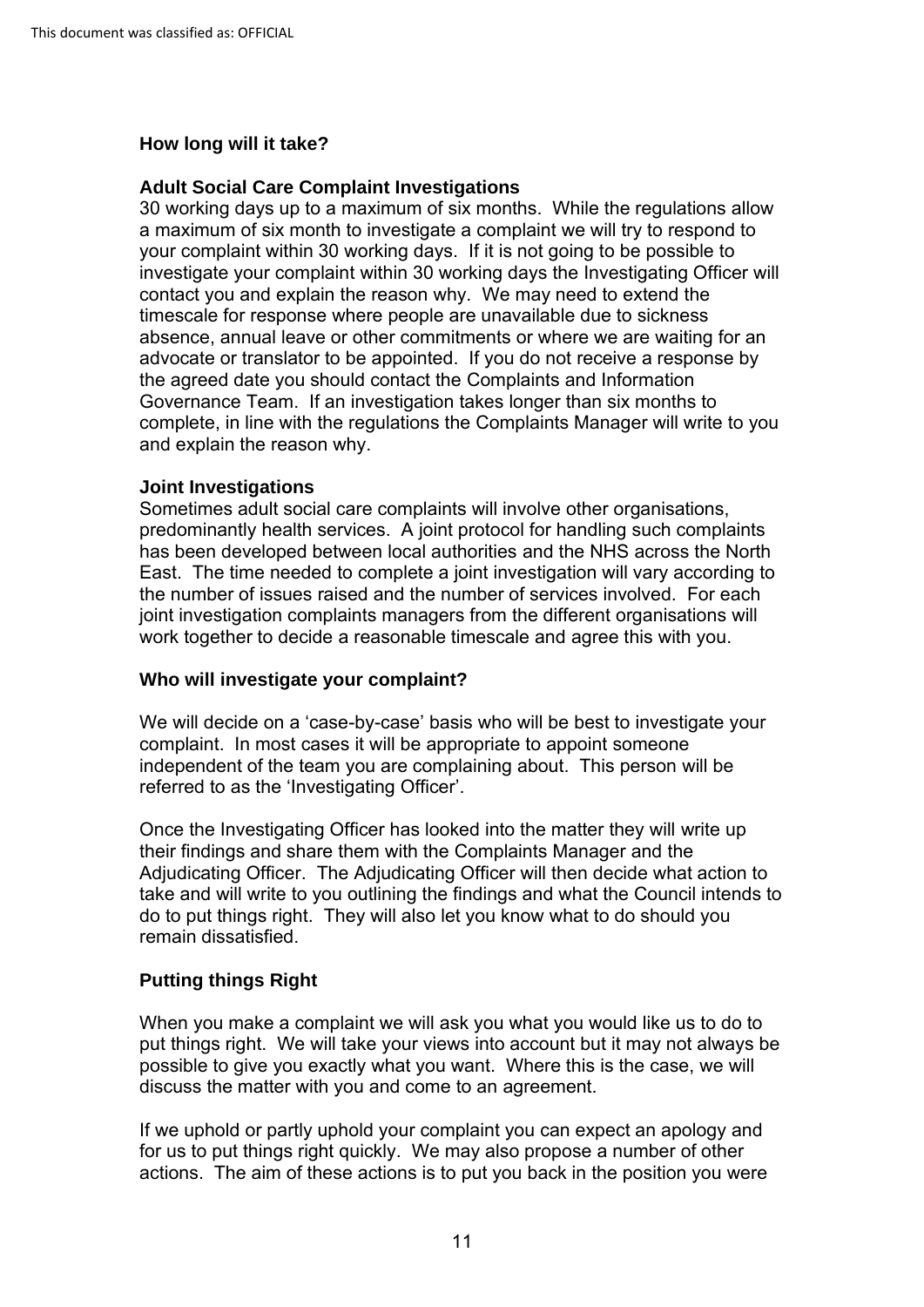## How long will it take?

### Adult Social Care Complaint Investigations

30 working days up to a maximum of six months. While the regulations allow a maximum of six month to investigate a complaint we will try to respond to your complaint within 30 working days. If it is not going to be possible to investigate your complaint within 30 working days the Investigating Officer will contact you and explain the reason why. We may need to extend the timescale for response where people are unavailable due to sickness absence, annual leave or other commitments or where we are waiting for an advocate or translator to be appointed. If you do not receive a response by the agreed date you should contact the Complaints and Information Governance Team. If an investigation takes longer than six months to complete, in line with the regulations the Complaints Manager will write to you and explain the reason why.

### Joint Investigations

Sometimes adult social care complaints will involve other organisations, predominantly health services. A joint protocol for handling such complaints has been developed between local authorities and the NHS across the North East. The time needed to complete a joint investigation will vary according to the number of issues raised and the number of services involved. For each joint investigation complaints managers from the different organisations will work together to decide a reasonable timescale and agree this with you.

## Who will investigate your complaint?

We will decide on a 'case-by-case' basis who will be best to investigate your complaint. In most cases it will be appropriate to appoint someone independent of the team you are complaining about. This person will be referred to as the 'Investigating Officer'.

Once the Investigating Officer has looked into the matter they will write up their findings and share them with the Complaints Manager and the Adjudicating Officer. The Adjudicating Officer will then decide what action to take and will write to you outlining the findings and what the Council intends to do to put things right. They will also let you know what to do should you remain dissatisfied.

## Putting things Right

When you make a complaint we will ask you what you would like us to do to put things right. We will take your views into account but it may not always be possible to give you exactly what you want. Where this is the case, we will discuss the matter with you and come to an agreement.

If we uphold or partly uphold your complaint you can expect an apology and for us to put things right quickly. We may also propose a number of other actions. The aim of these actions is to put you back in the position you were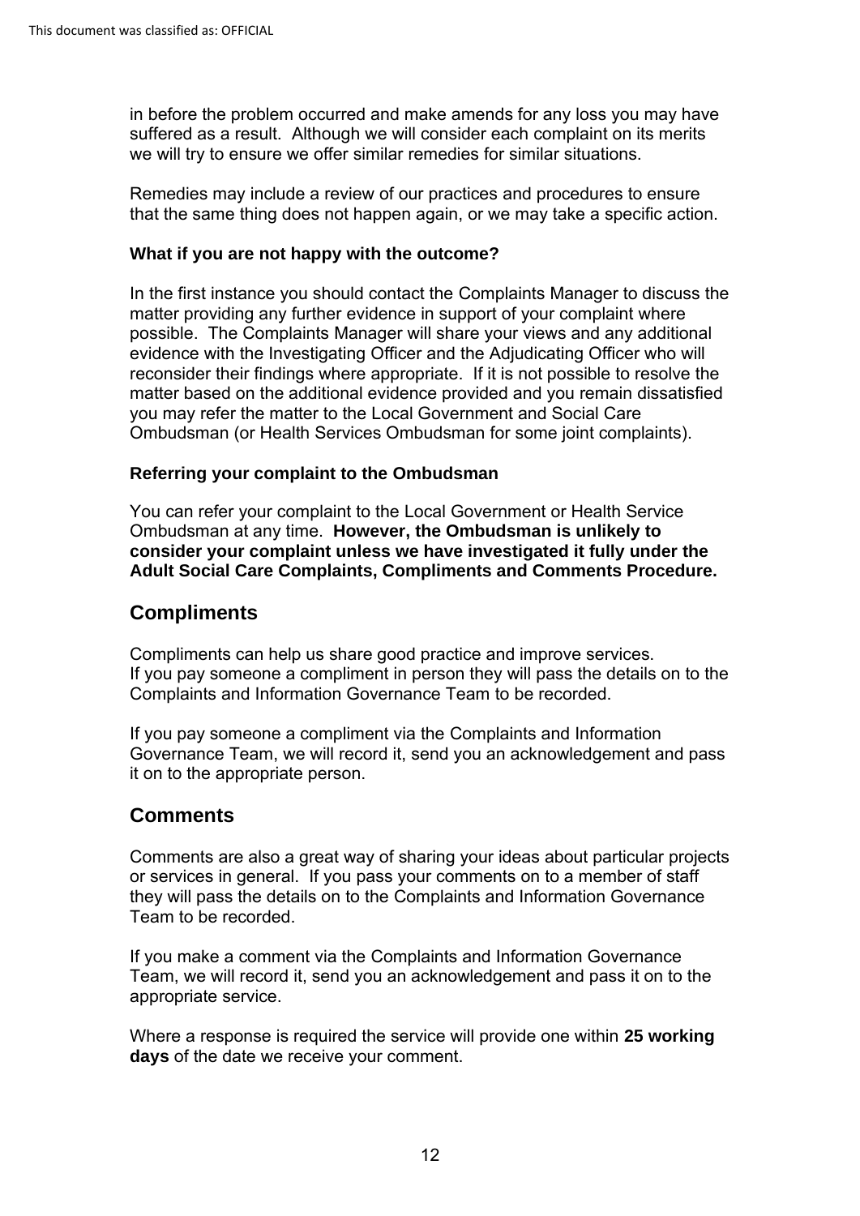in before the problem occurred and make amends for any loss you may have suffered as a result. Although we will consider each complaint on its merits we will try to ensure we offer similar remedies for similar situations.

Remedies may include a review of our practices and procedures to ensure that the same thing does not happen again, or we may take a specific action.

**What if you are not happy with the outcome?**

In the first instance you should contact the Complaints Manager to discuss the matter providing any further evidence in support of your complaint where possible. The Complaints Manager will share your views and any additional evidence with the Investigating Officer and the Adjudicating Officer who will reconsider their findings where appropriate. If it is not possible to resolve the matter based on the additional evidence provided and you remain dissatisfied you may refer the matter to the Local Government and Social Care Ombudsman (or Health Services Ombudsman for some joint complaints).

**Referring your complaint to the Ombudsman**

You can refer your complaint to the Local Government or Health Service Ombudsman at any time. **However, the Ombudsman is unlikely to consider your complaint unless we have investigated it fully under the Adult Social Care Complaints, Compliments and Comments Procedure.**

## Compliments

Compliments can help us share good practice and improve services.
If you pay someone a compliment in person they will pass the details on to the Complaints and Information Governance Team to be recorded.

If you pay someone a compliment via the Complaints and Information Governance Team, we will record it, send you an acknowledgement and pass it on to the appropriate person.

## Comments

Comments are also a great way of sharing your ideas about particular projects or services in general. If you pass your comments on to a member of staff they will pass the details on to the Complaints and Information Governance Team to be recorded.

If you make a comment via the Complaints and Information Governance Team, we will record it, send you an acknowledgement and pass it on to the appropriate service.

Where a response is required the service will provide one within **25 working days** of the date we receive your comment.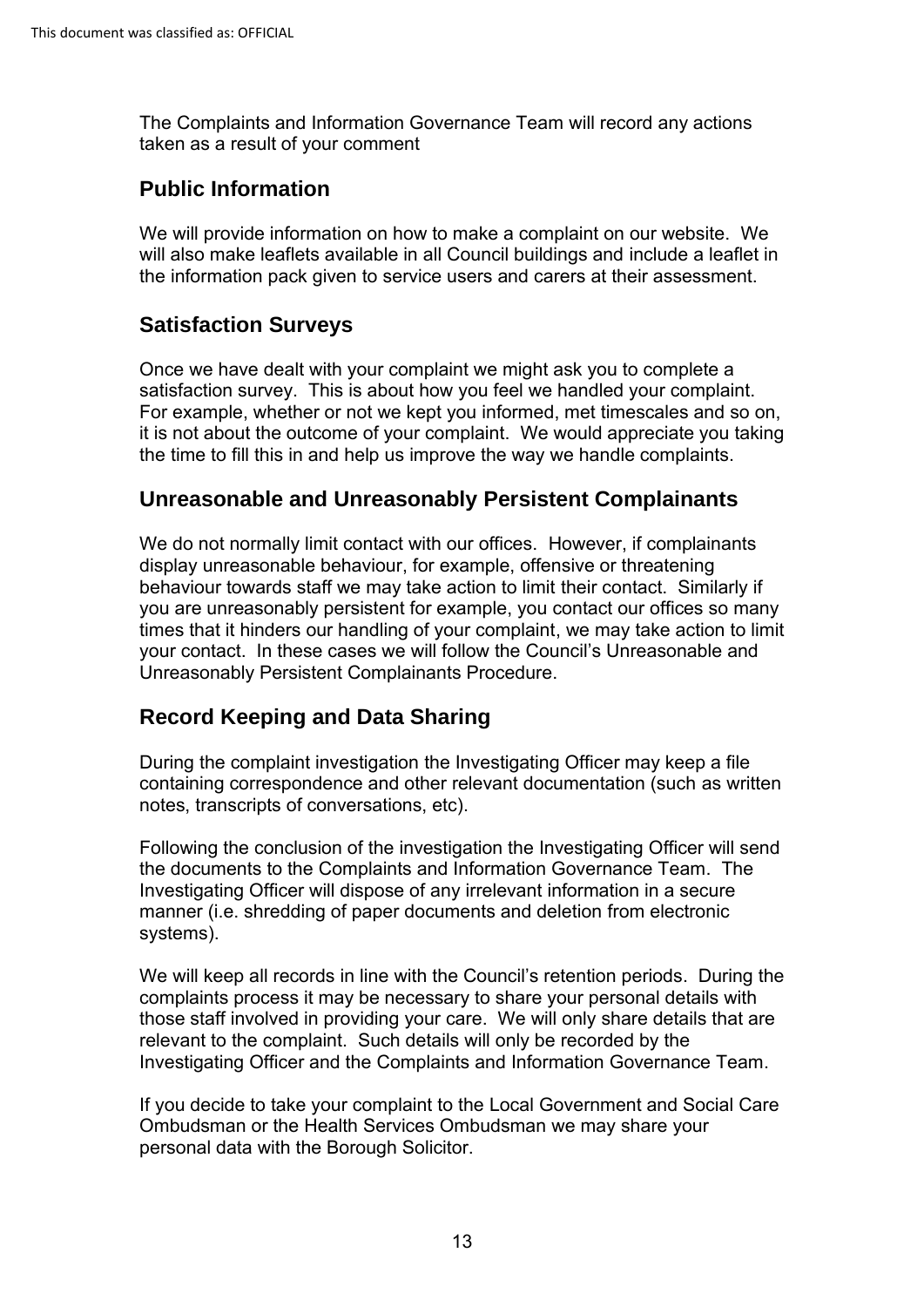The Complaints and Information Governance Team will record any actions taken as a result of your comment

## Public Information

We will provide information on how to make a complaint on our website. We will also make leaflets available in all Council buildings and include a leaflet in the information pack given to service users and carers at their assessment.

## Satisfaction Surveys

Once we have dealt with your complaint we might ask you to complete a satisfaction survey. This is about how you feel we handled your complaint. For example, whether or not we kept you informed, met timescales and so on, it is not about the outcome of your complaint. We would appreciate you taking the time to fill this in and help us improve the way we handle complaints.

## Unreasonable and Unreasonably Persistent Complainants

We do not normally limit contact with our offices. However, if complainants display unreasonable behaviour, for example, offensive or threatening behaviour towards staff we may take action to limit their contact. Similarly if you are unreasonably persistent for example, you contact our offices so many times that it hinders our handling of your complaint, we may take action to limit your contact. In these cases we will follow the Council's Unreasonable and Unreasonably Persistent Complainants Procedure.

## Record Keeping and Data Sharing

During the complaint investigation the Investigating Officer may keep a file containing correspondence and other relevant documentation (such as written notes, transcripts of conversations, etc).

Following the conclusion of the investigation the Investigating Officer will send the documents to the Complaints and Information Governance Team. The Investigating Officer will dispose of any irrelevant information in a secure manner (i.e. shredding of paper documents and deletion from electronic systems).

We will keep all records in line with the Council's retention periods. During the complaints process it may be necessary to share your personal details with those staff involved in providing your care. We will only share details that are relevant to the complaint. Such details will only be recorded by the Investigating Officer and the Complaints and Information Governance Team.

If you decide to take your complaint to the Local Government and Social Care Ombudsman or the Health Services Ombudsman we may share your personal data with the Borough Solicitor.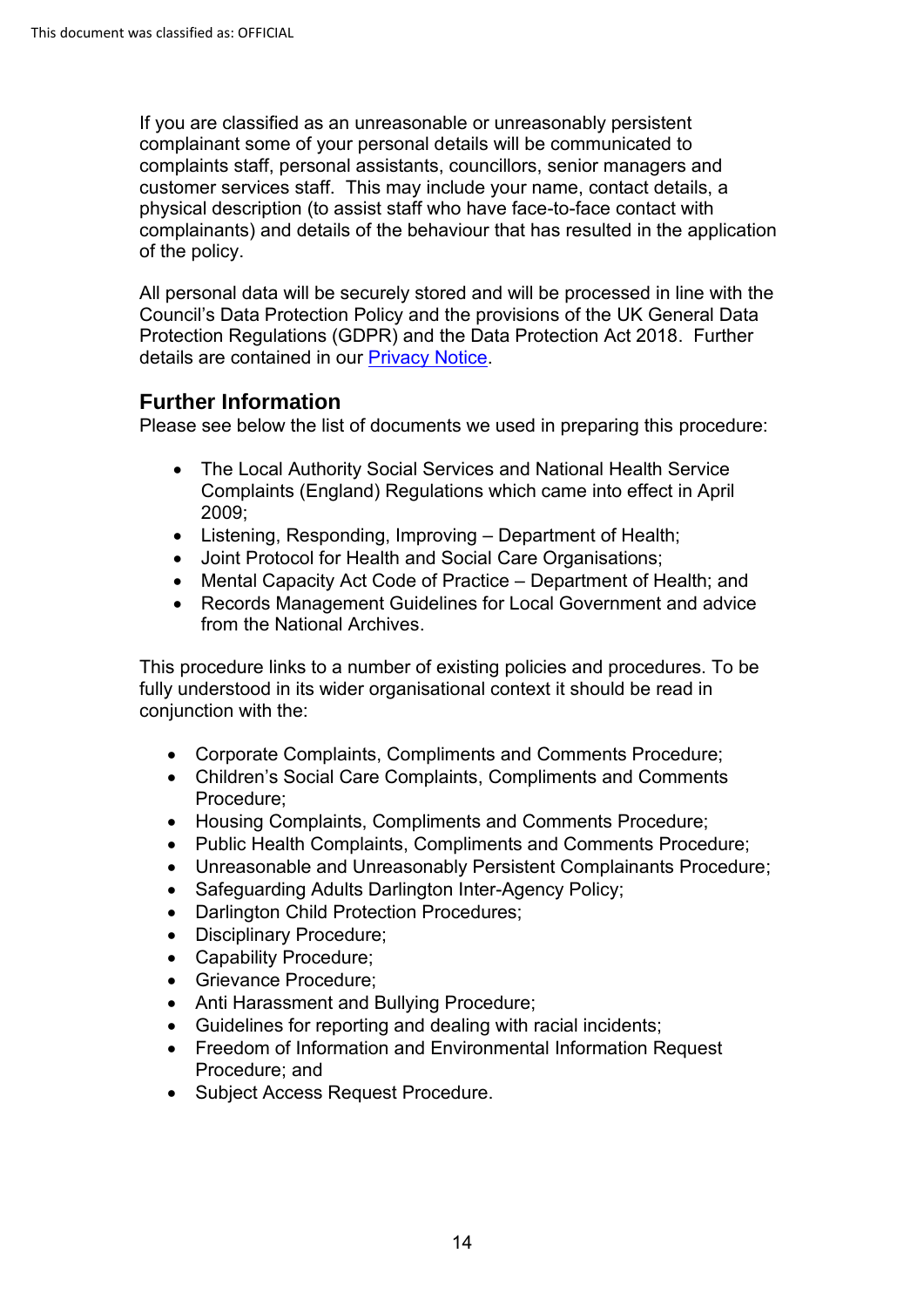If you are classified as an unreasonable or unreasonably persistent complainant some of your personal details will be communicated to complaints staff, personal assistants, councillors, senior managers and customer services staff. This may include your name, contact details, a physical description (to assist staff who have face-to-face contact with complainants) and details of the behaviour that has resulted in the application of the policy.

All personal data will be securely stored and will be processed in line with the Council's Data Protection Policy and the provisions of the UK General Data Protection Regulations (GDPR) and the Data Protection Act 2018. Further details are contained in our Privacy Notice.

## Further Information

Please see below the list of documents we used in preparing this procedure:

- The Local Authority Social Services and National Health Service Complaints (England) Regulations which came into effect in April 2009;
- Listening, Responding, Improving – Department of Health;
- Joint Protocol for Health and Social Care Organisations;
- Mental Capacity Act Code of Practice – Department of Health; and
- Records Management Guidelines for Local Government and advice from the National Archives.

This procedure links to a number of existing policies and procedures. To be fully understood in its wider organisational context it should be read in conjunction with the:

- Corporate Complaints, Compliments and Comments Procedure;
- Children's Social Care Complaints, Compliments and Comments Procedure;
- Housing Complaints, Compliments and Comments Procedure;
- Public Health Complaints, Compliments and Comments Procedure;
- Unreasonable and Unreasonably Persistent Complainants Procedure;
- Safeguarding Adults Darlington Inter-Agency Policy;
- Darlington Child Protection Procedures;
- Disciplinary Procedure;
- Capability Procedure;
- Grievance Procedure;
- Anti Harassment and Bullying Procedure;
- Guidelines for reporting and dealing with racial incidents;
- Freedom of Information and Environmental Information Request Procedure; and
- Subject Access Request Procedure.